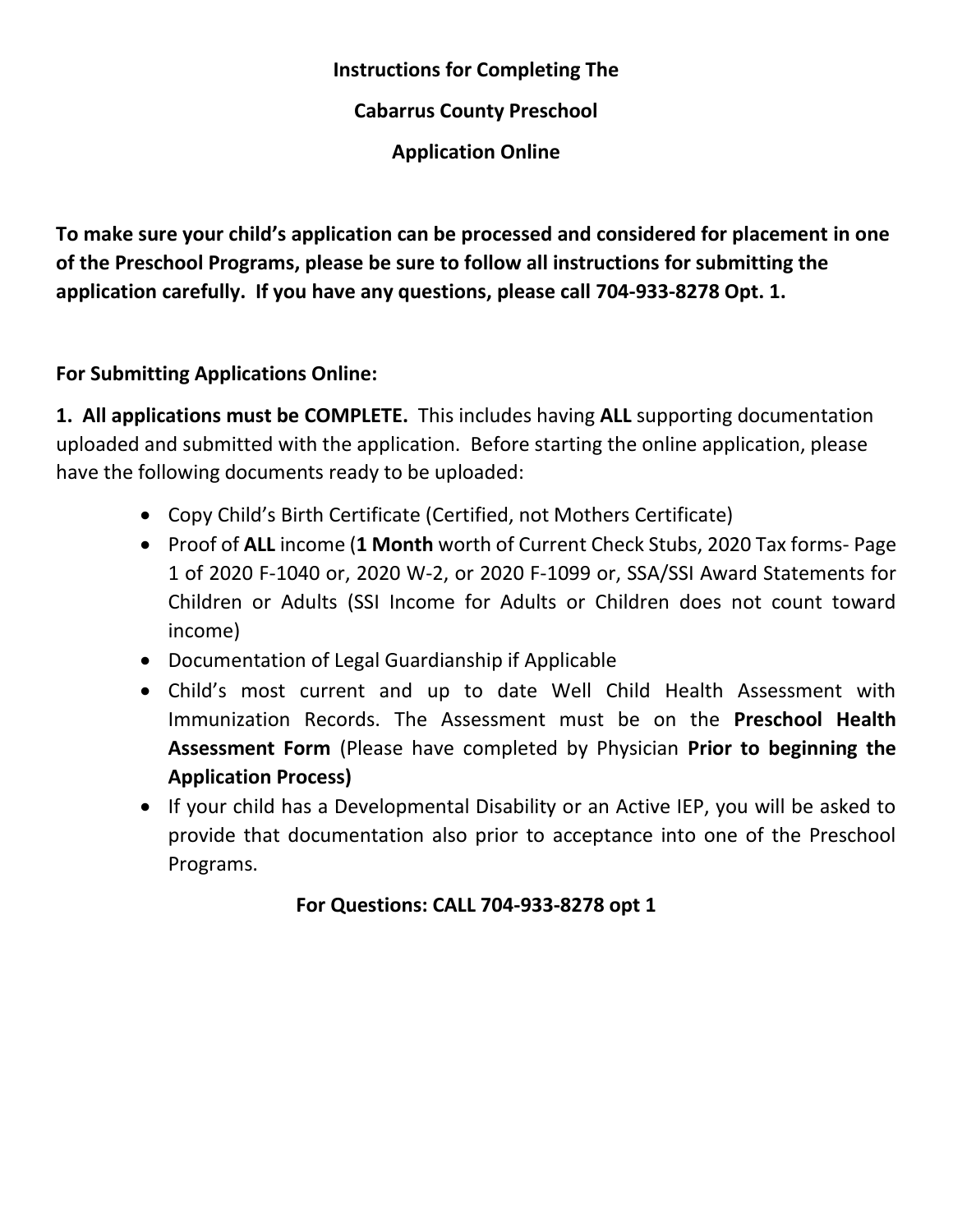# Instructions for Completing The

# Cabarrus County Preschool

# Application Online

**To make sure your child's application can be processed and considered for placement in one of the Preschool Programs, please be sure to follow all instructions for submitting the application carefully. If you have any questions, please call 704-933-8278 Opt. 1.**

**For Submitting Applications Online:**

**1. All applications must be COMPLETE.** This includes having **ALL** supporting documentation uploaded and submitted with the application. Before starting the online application, please have the following documents ready to be uploaded:

- Copy Child's Birth Certificate (Certified, not Mothers Certificate)
- Proof of **ALL** income (**1 Month** worth of Current Check Stubs, 2020 Tax forms- Page 1 of 2020 F-1040 or, 2020 W-2, or 2020 F-1099 or, SSA/SSI Award Statements for Children or Adults (SSI Income for Adults or Children does not count toward income)
- Documentation of Legal Guardianship if Applicable
- Child's most current and up to date Well Child Health Assessment with Immunization Records. The Assessment must be on the **Preschool Health Assessment Form** (Please have completed by Physician **Prior to beginning the Application Process)**
- If your child has a Developmental Disability or an Active IEP, you will be asked to provide that documentation also prior to acceptance into one of the Preschool Programs.

**For Questions: CALL 704-933-8278 opt 1**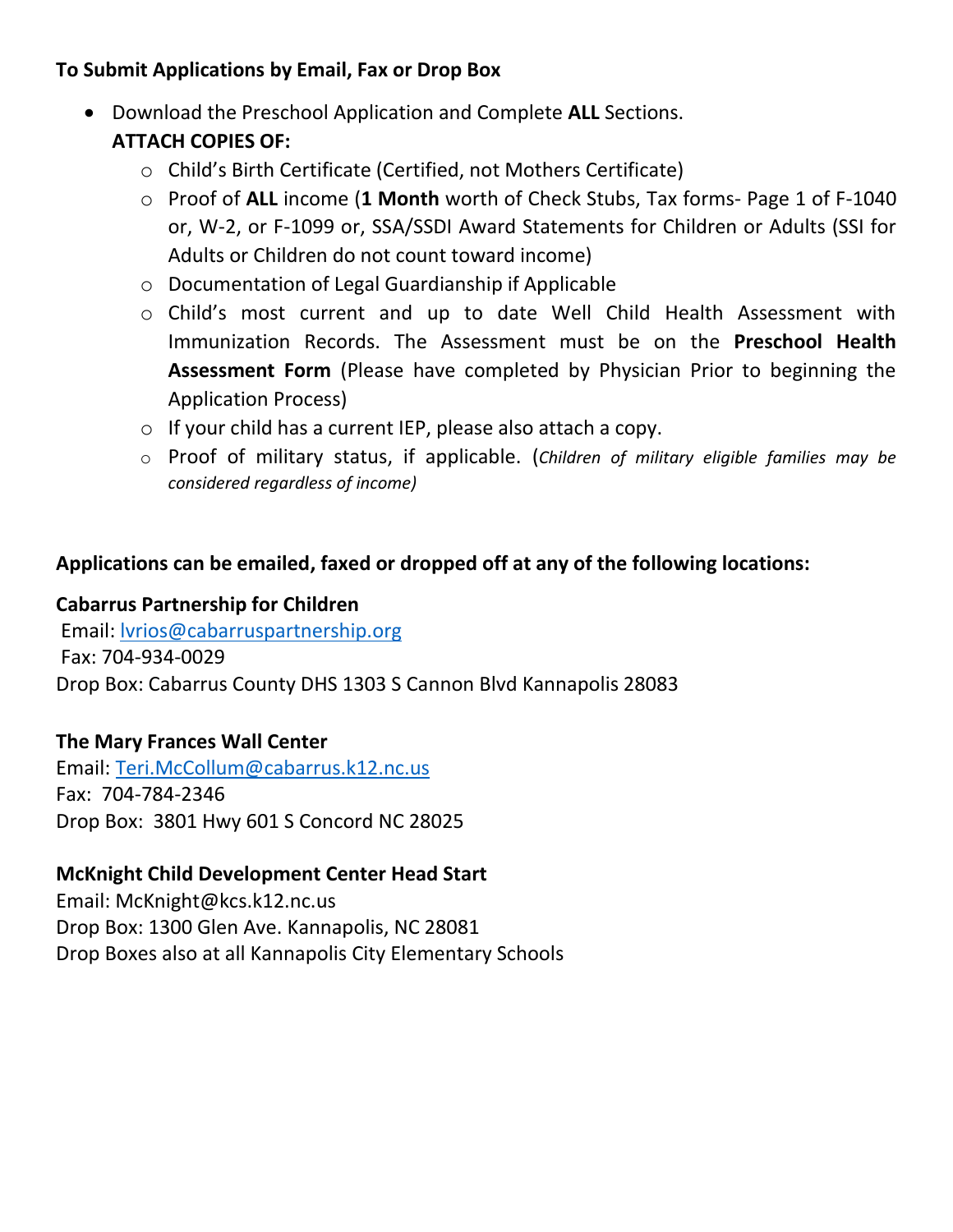**To Submit Applications by Email, Fax or Drop Box**

- Download the Preschool Application and Complete **ALL** Sections.
  **ATTACH COPIES OF:**
  - Child's Birth Certificate (Certified, not Mothers Certificate)
  - Proof of **ALL** income (**1 Month** worth of Check Stubs, Tax forms- Page 1 of F-1040 or, W-2, or F-1099 or, SSA/SSDI Award Statements for Children or Adults (SSI for Adults or Children do not count toward income)
  - Documentation of Legal Guardianship if Applicable
  - Child's most current and up to date Well Child Health Assessment with Immunization Records. The Assessment must be on the **Preschool Health Assessment Form** (Please have completed by Physician Prior to beginning the Application Process)
  - If your child has a current IEP, please also attach a copy.
  - Proof of military status, if applicable. (*Children of military eligible families may be considered regardless of income)*

**Applications can be emailed, faxed or dropped off at any of the following locations:**

**Cabarrus Partnership for Children**
Email: lvrios@cabarruspartnership.org
Fax: 704-934-0029
Drop Box: Cabarrus County DHS 1303 S Cannon Blvd Kannapolis 28083

**The Mary Frances Wall Center**
Email: Teri.McCollum@cabarrus.k12.nc.us
Fax: 704-784-2346
Drop Box: 3801 Hwy 601 S Concord NC 28025

**McKnight Child Development Center Head Start**
Email: McKnight@kcs.k12.nc.us
Drop Box: 1300 Glen Ave. Kannapolis, NC 28081
Drop Boxes also at all Kannapolis City Elementary Schools